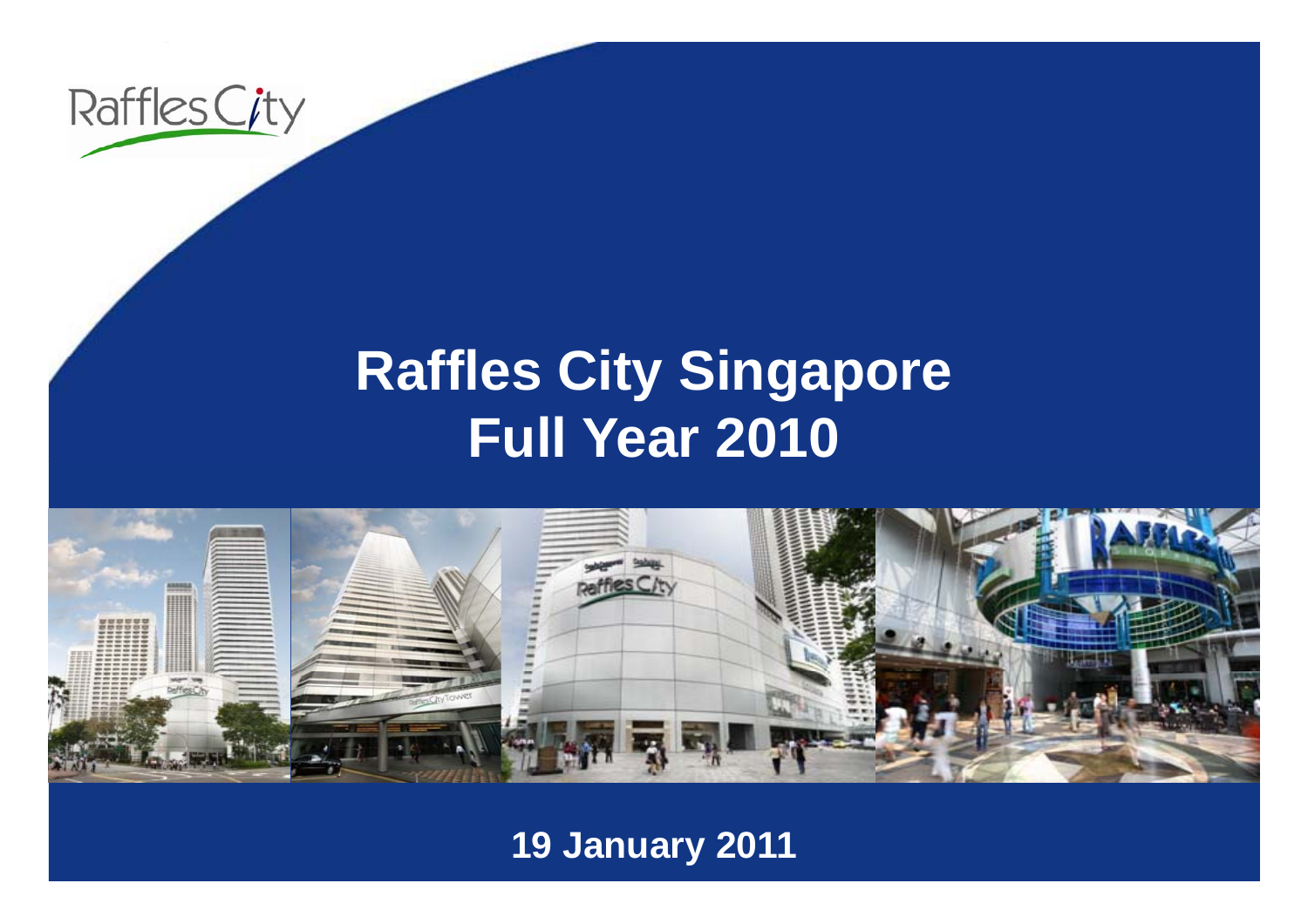# Raffles City Singapore Full Year 2010

19 January 2011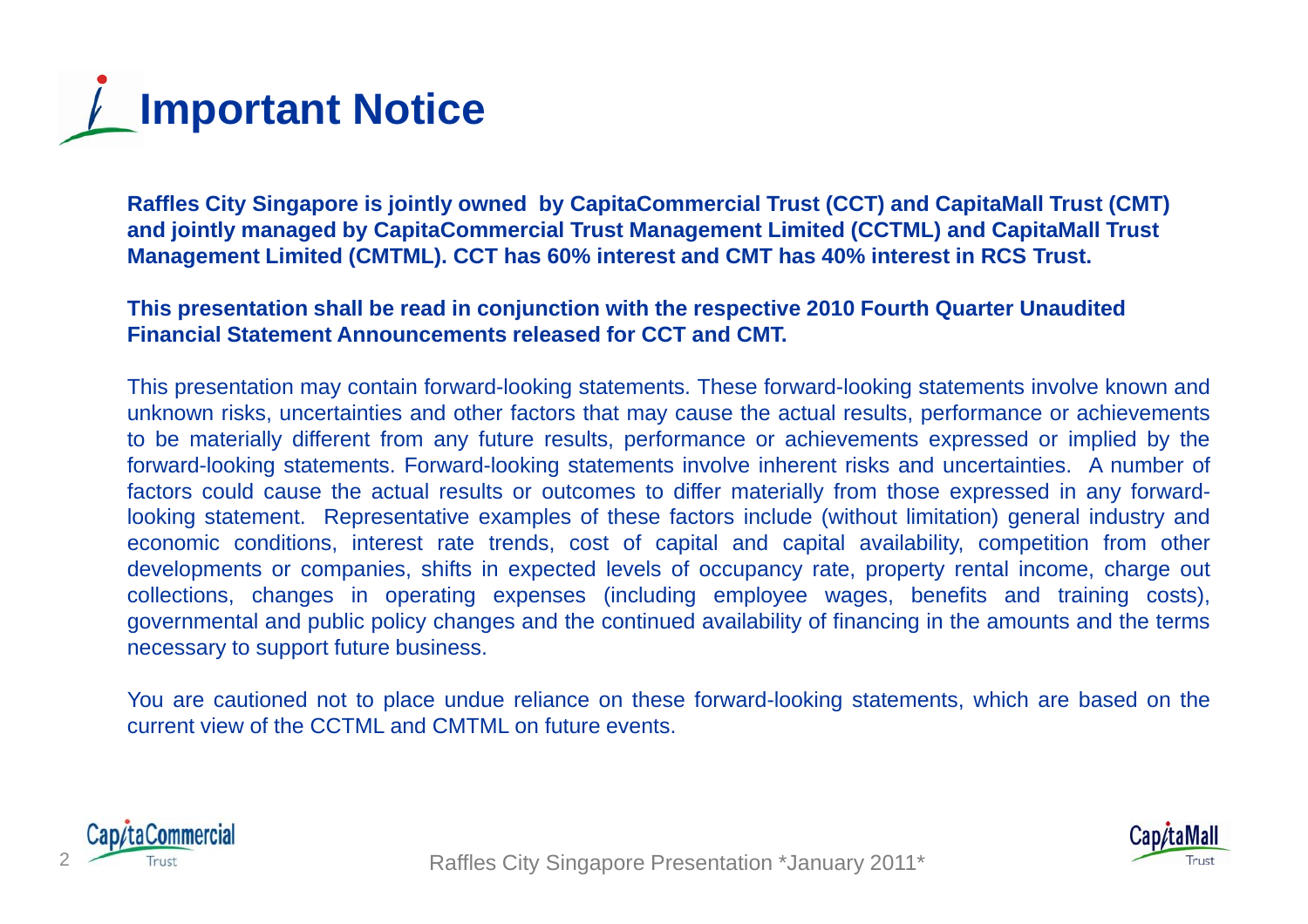# Important Notice

**Raffles City Singapore is jointly owned by CapitaCommercial Trust (CCT) and CapitaMall Trust (CMT) and jointly managed by CapitaCommercial Trust Management Limited (CCTML) and CapitaMall Trust Management Limited (CMTML). CCT has 60% interest and CMT has 40% interest in RCS Trust.**

**This presentation shall be read in conjunction with the respective 2010 Fourth Quarter Unaudited Financial Statement Announcements released for CCT and CMT.**

This presentation may contain forward-looking statements. These forward-looking statements involve known and unknown risks, uncertainties and other factors that may cause the actual results, performance or achievements to be materially different from any future results, performance or achievements expressed or implied by the forward-looking statements. Forward-looking statements involve inherent risks and uncertainties. A number of factors could cause the actual results or outcomes to differ materially from those expressed in any forward-looking statement. Representative examples of these factors include (without limitation) general industry and economic conditions, interest rate trends, cost of capital and capital availability, competition from other developments or companies, shifts in expected levels of occupancy rate, property rental income, charge out collections, changes in operating expenses (including employee wages, benefits and training costs), governmental and public policy changes and the continued availability of financing in the amounts and the terms necessary to support future business.

You are cautioned not to place undue reliance on these forward-looking statements, which are based on the current view of the CCTML and CMTML on future events.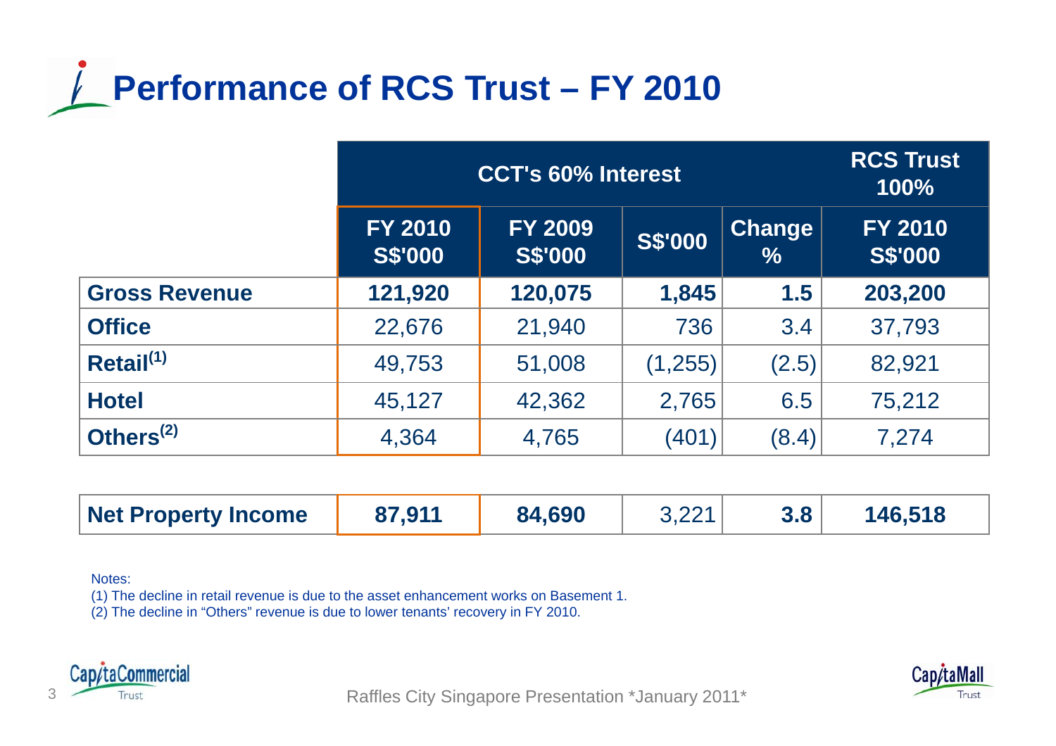# Performance of RCS Trust – FY 2010

| | CCT's 60% Interest | | | | RCS Trust 100% |
|---|---|---|---|---|---|
| | FY 2010 S$'000 | FY 2009 S$'000 | S$'000 | Change % | FY 2010 S$'000 |
| **Gross Revenue** | **121,920** | **120,075** | **1,845** | **1.5** | **203,200** |
| **Office** | 22,676 | 21,940 | 736 | 3.4 | 37,793 |
| **Retail[1]** | 49,753 | 51,008 | (1,255) | (2.5) | 82,921 |
| **Hotel** | 45,127 | 42,362 | 2,765 | 6.5 | 75,212 |
| **Others[2]** | 4,364 | 4,765 | (401) | (8.4) | 7,274 |
| | | | | | |
| **Net Property Income** | **87,911** | **84,690** | 3,221 | **3.8** | **146,518** |

Notes:

(1) The decline in retail revenue is due to the asset enhancement works on Basement 1.

(2) The decline in "Others" revenue is due to lower tenants' recovery in FY 2010.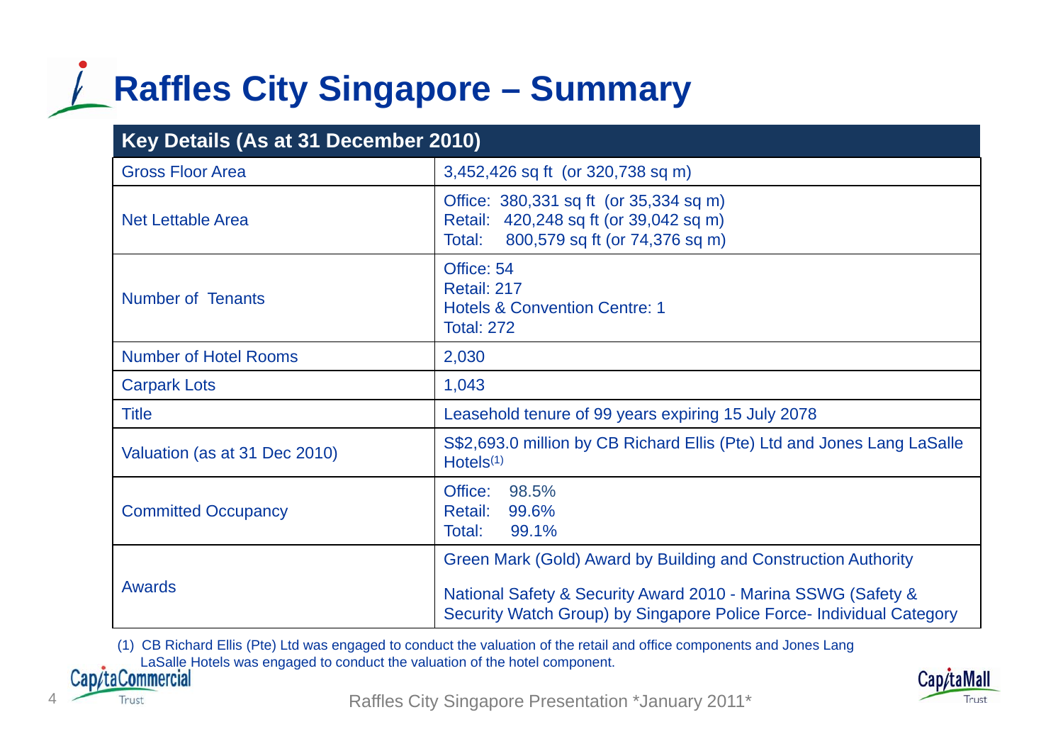# Raffles City Singapore – Summary

| Key Details (As at 31 December 2010) | |
|---|---|
| Gross Floor Area | 3,452,426 sq ft (or 320,738 sq m) |
| Net Lettable Area | Office: 380,331 sq ft (or 35,334 sq m)<br>Retail: 420,248 sq ft (or 39,042 sq m)<br>Total: 800,579 sq ft (or 74,376 sq m) |
| Number of Tenants | Office: 54<br>Retail: 217<br>Hotels & Convention Centre: 1<br>Total: 272 |
| Number of Hotel Rooms | 2,030 |
| Carpark Lots | 1,043 |
| Title | Leasehold tenure of 99 years expiring 15 July 2078 |
| Valuation (as at 31 Dec 2010) | S$2,693.0 million by CB Richard Ellis (Pte) Ltd and Jones Lang LaSalle Hotels[(1)] |
| Committed Occupancy | Office: 98.5%<br>Retail: 99.6%<br>Total: 99.1% |
| Awards | Green Mark (Gold) Award by Building and Construction Authority<br>National Safety & Security Award 2010 - Marina SSWG (Safety & Security Watch Group) by Singapore Police Force- Individual Category |

(1) CB Richard Ellis (Pte) Ltd was engaged to conduct the valuation of the retail and office components and Jones Lang LaSalle Hotels was engaged to conduct the valuation of the hotel component.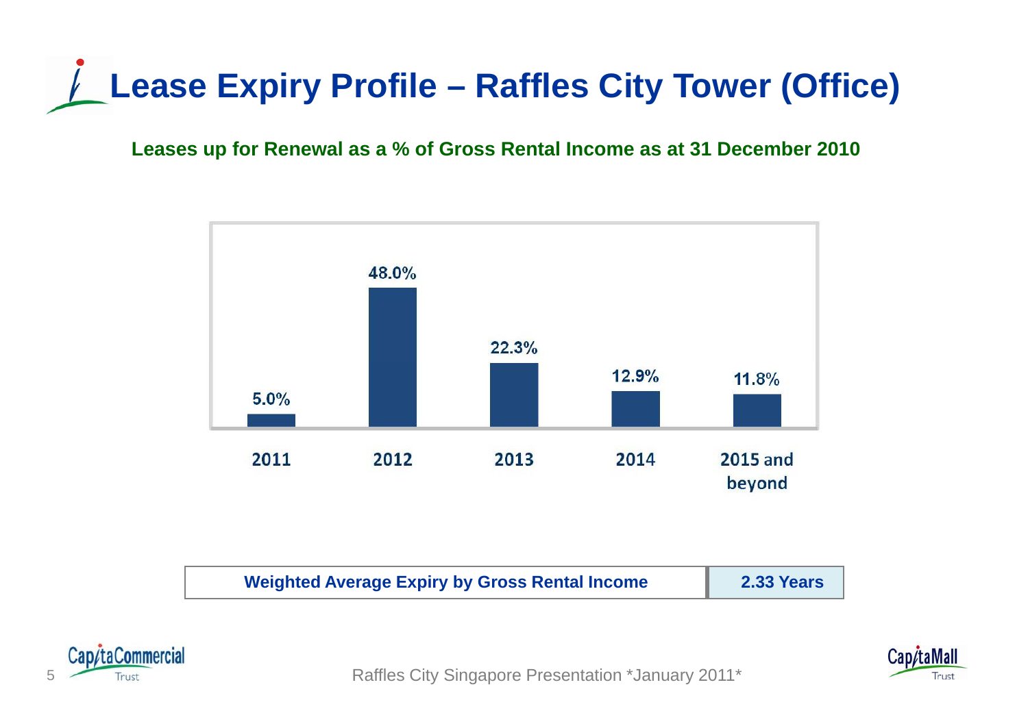# Lease Expiry Profile – Raffles City Tower (Office)

**Leases up for Renewal as a % of Gross Rental Income as at 31 December 2010**

| Year | % of Gross Rental Income |
|---|---|
| 2011 | 5.0% |
| 2012 | 48.0% |
| 2013 | 22.3% |
| 2014 | 12.9% |
| 2015 and beyond | 11.8% |

| Weighted Average Expiry by Gross Rental Income | 2.33 Years |
|---|---|

Raffles City Singapore Presentation *January 2011*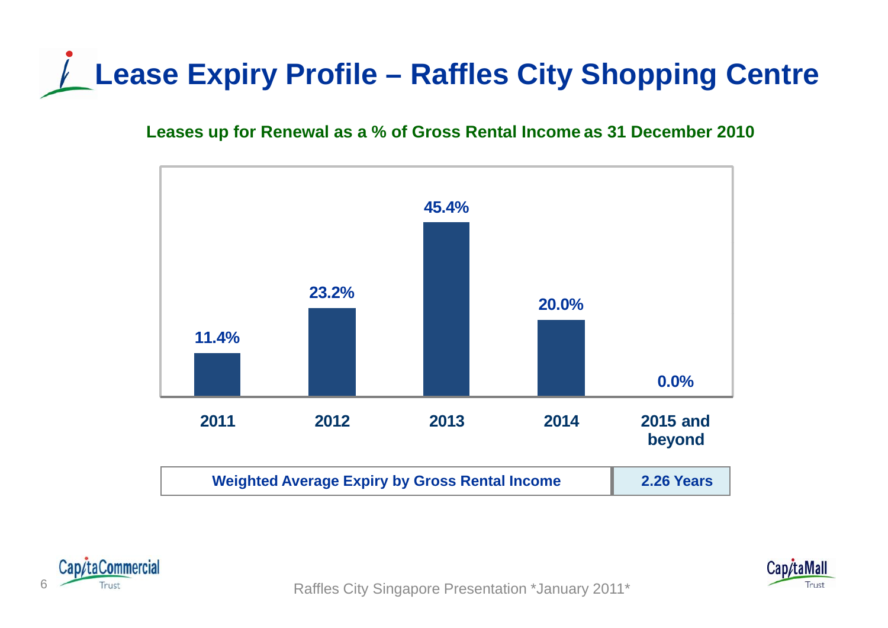# Lease Expiry Profile – Raffles City Shopping Centre

**Leases up for Renewal as a % of Gross Rental Income as 31 December 2010**

| 2011 | 2012 | 2013 | 2014 | 2015 and beyond |
|---|---|---|---|---|
| 11.4% | 23.2% | 45.4% | 20.0% | 0.0% |

| Weighted Average Expiry by Gross Rental Income | 2.26 Years |
|---|---|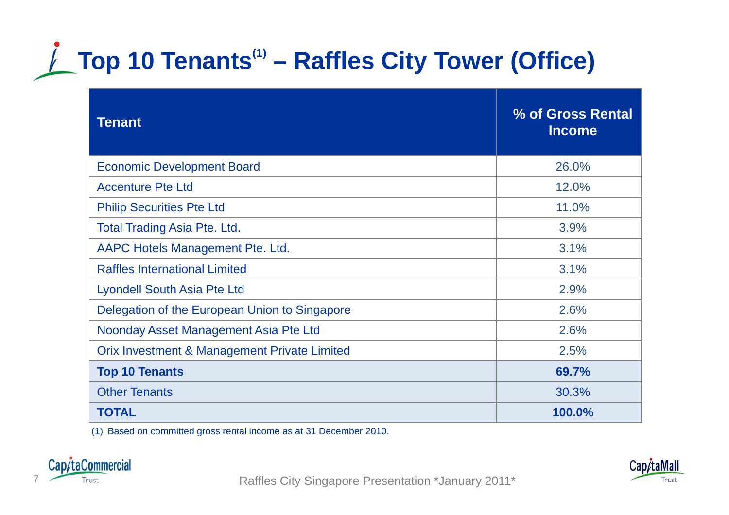# Top 10 Tenants[1] – Raffles City Tower (Office)

| Tenant | % of Gross Rental Income |
|---|---|
| Economic Development Board | 26.0% |
| Accenture Pte Ltd | 12.0% |
| Philip Securities Pte Ltd | 11.0% |
| Total Trading Asia Pte. Ltd. | 3.9% |
| AAPC Hotels Management Pte. Ltd. | 3.1% |
| Raffles International Limited | 3.1% |
| Lyondell South Asia Pte Ltd | 2.9% |
| Delegation of the European Union to Singapore | 2.6% |
| Noonday Asset Management Asia Pte Ltd | 2.6% |
| Orix Investment & Management Private Limited | 2.5% |
| **Top 10 Tenants** | **69.7%** |
| Other Tenants | 30.3% |
| **TOTAL** | **100.0%** |

(1) Based on committed gross rental income as at 31 December 2010.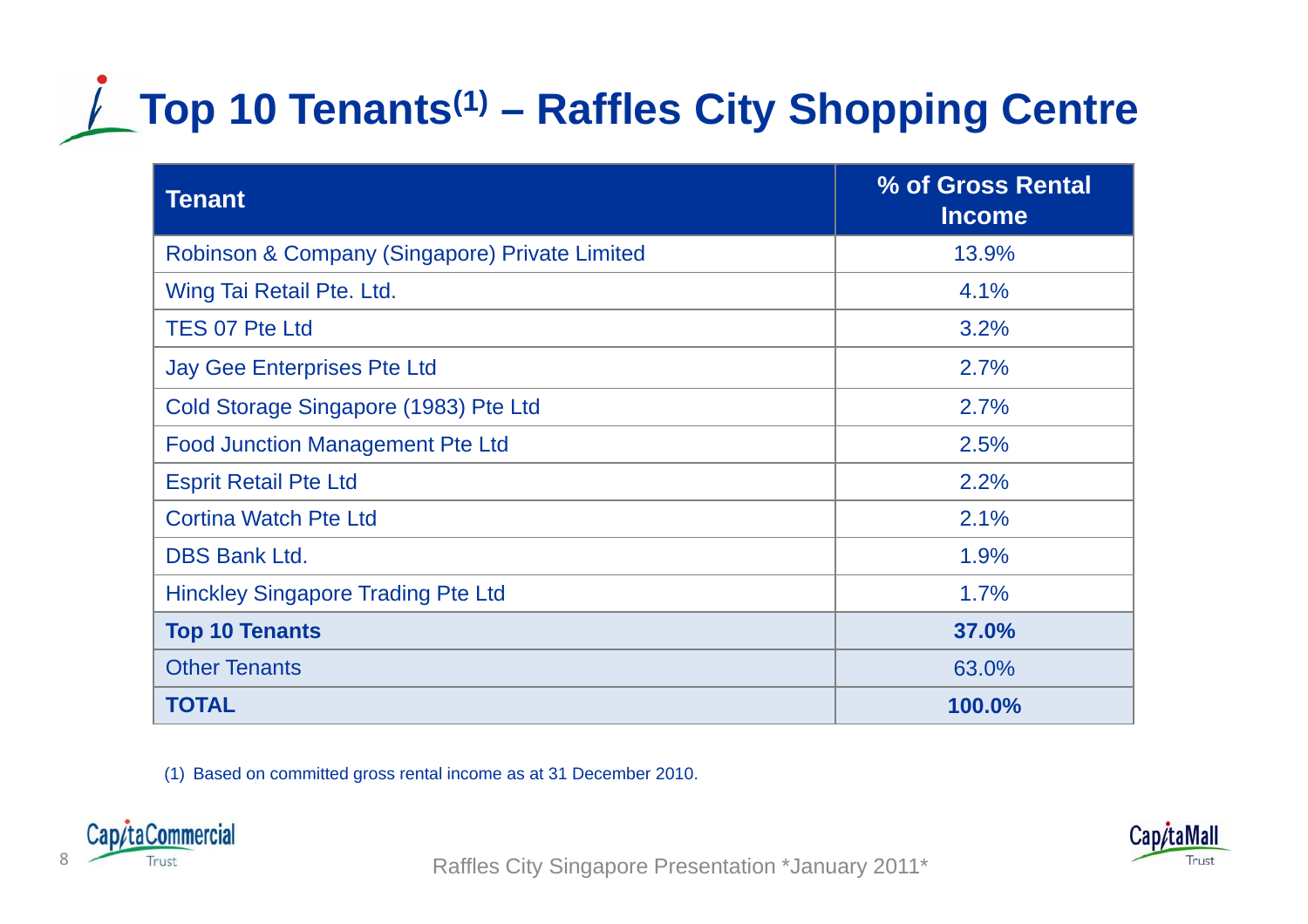# Top 10 Tenants[1] – Raffles City Shopping Centre

| Tenant | % of Gross Rental Income |
|---|---|
| Robinson & Company (Singapore) Private Limited | 13.9% |
| Wing Tai Retail Pte. Ltd. | 4.1% |
| TES 07 Pte Ltd | 3.2% |
| Jay Gee Enterprises Pte Ltd | 2.7% |
| Cold Storage Singapore (1983) Pte Ltd | 2.7% |
| Food Junction Management Pte Ltd | 2.5% |
| Esprit Retail Pte Ltd | 2.2% |
| Cortina Watch Pte Ltd | 2.1% |
| DBS Bank Ltd. | 1.9% |
| Hinckley Singapore Trading Pte Ltd | 1.7% |
| **Top 10 Tenants** | **37.0%** |
| Other Tenants | 63.0% |
| **TOTAL** | **100.0%** |

(1) Based on committed gross rental income as at 31 December 2010.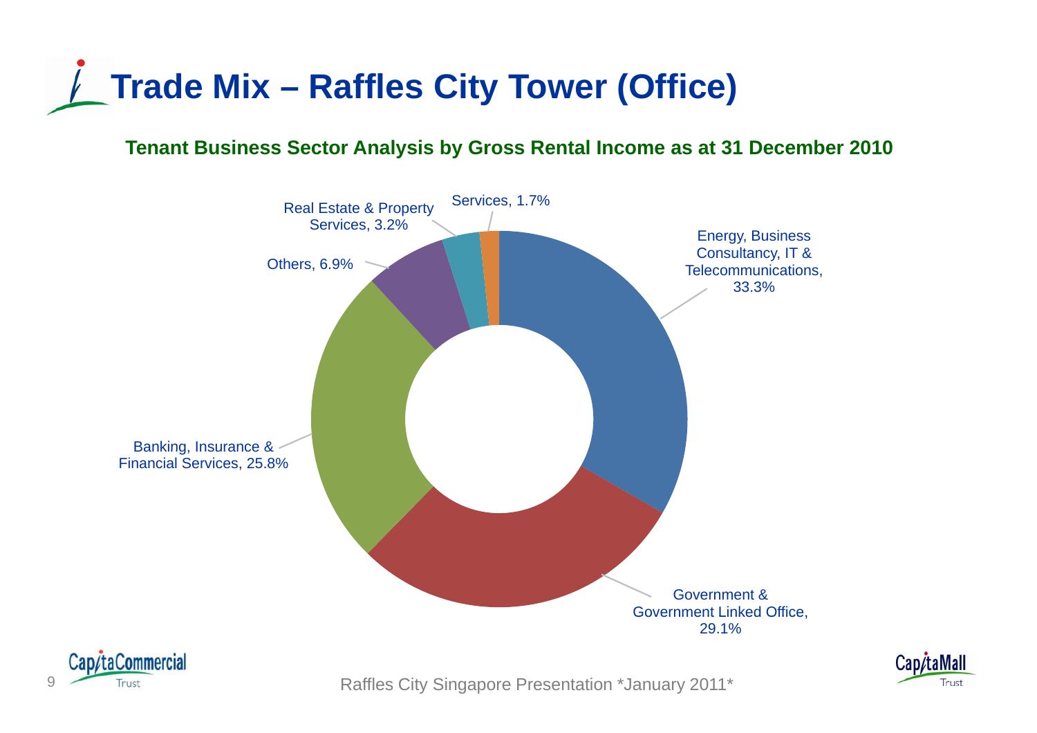# Trade Mix – Raffles City Tower (Office)

**Tenant Business Sector Analysis by Gross Rental Income as at 31 December 2010**

Energy, Business Consultancy, IT & Telecommunications, 33.3%

Government & Government Linked Office, 29.1%

Banking, Insurance & Financial Services, 25.8%

Others, 6.9%

Real Estate & Property Services, 3.2%

Services, 1.7%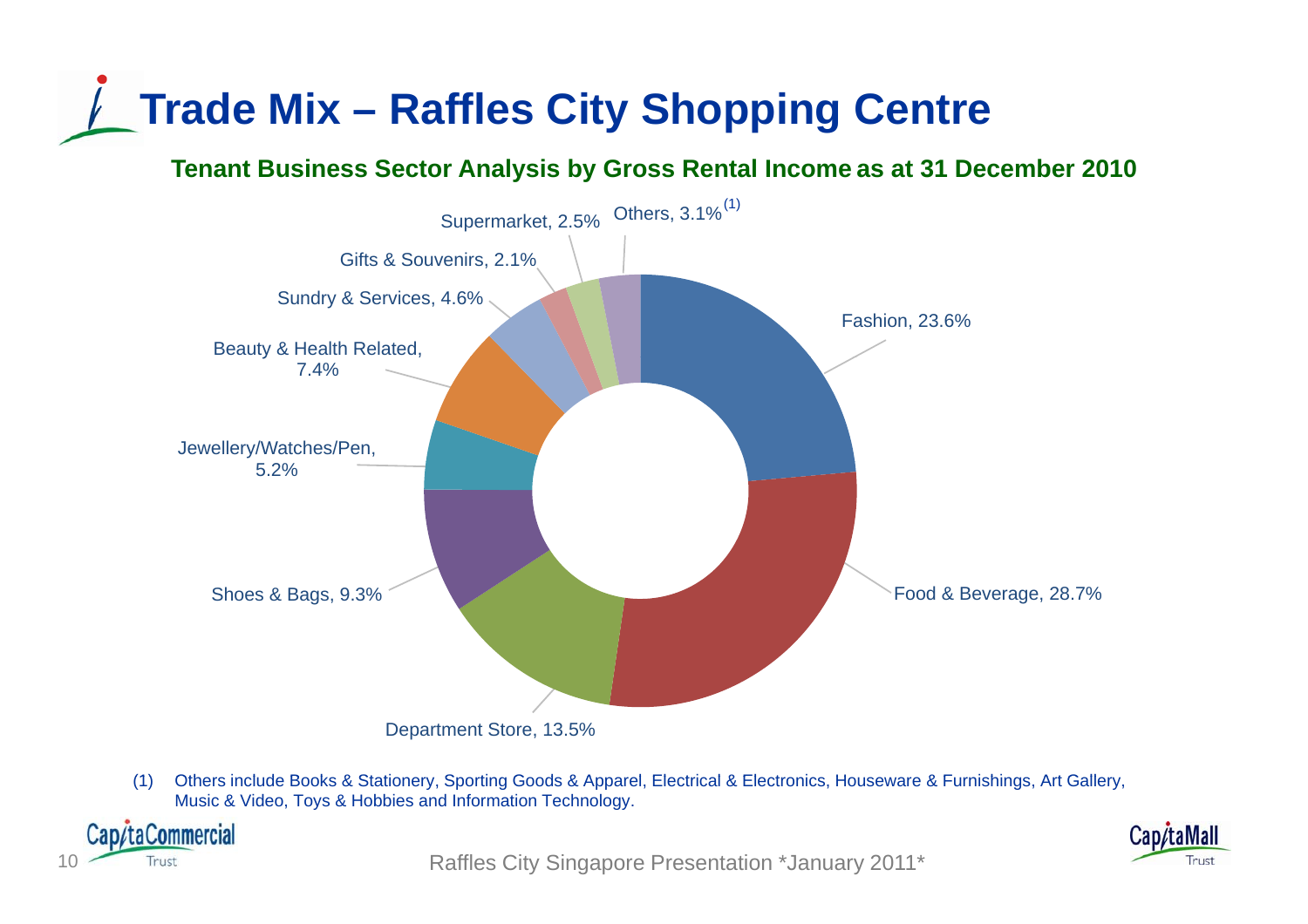# Trade Mix – Raffles City Shopping Centre

## Tenant Business Sector Analysis by Gross Rental Income as at 31 December 2010

| Sector | % |
|---|---|
| Fashion | 23.6% |
| Food & Beverage | 28.7% |
| Department Store | 13.5% |
| Shoes & Bags | 9.3% |
| Jewellery/Watches/Pen | 5.2% |
| Beauty & Health Related | 7.4% |
| Sundry & Services | 4.6% |
| Gifts & Souvenirs | 2.1% |
| Supermarket | 2.5% |
| Others[1] | 3.1% |

(1) Others include Books & Stationery, Sporting Goods & Apparel, Electrical & Electronics, Houseware & Furnishings, Art Gallery, Music & Video, Toys & Hobbies and Information Technology.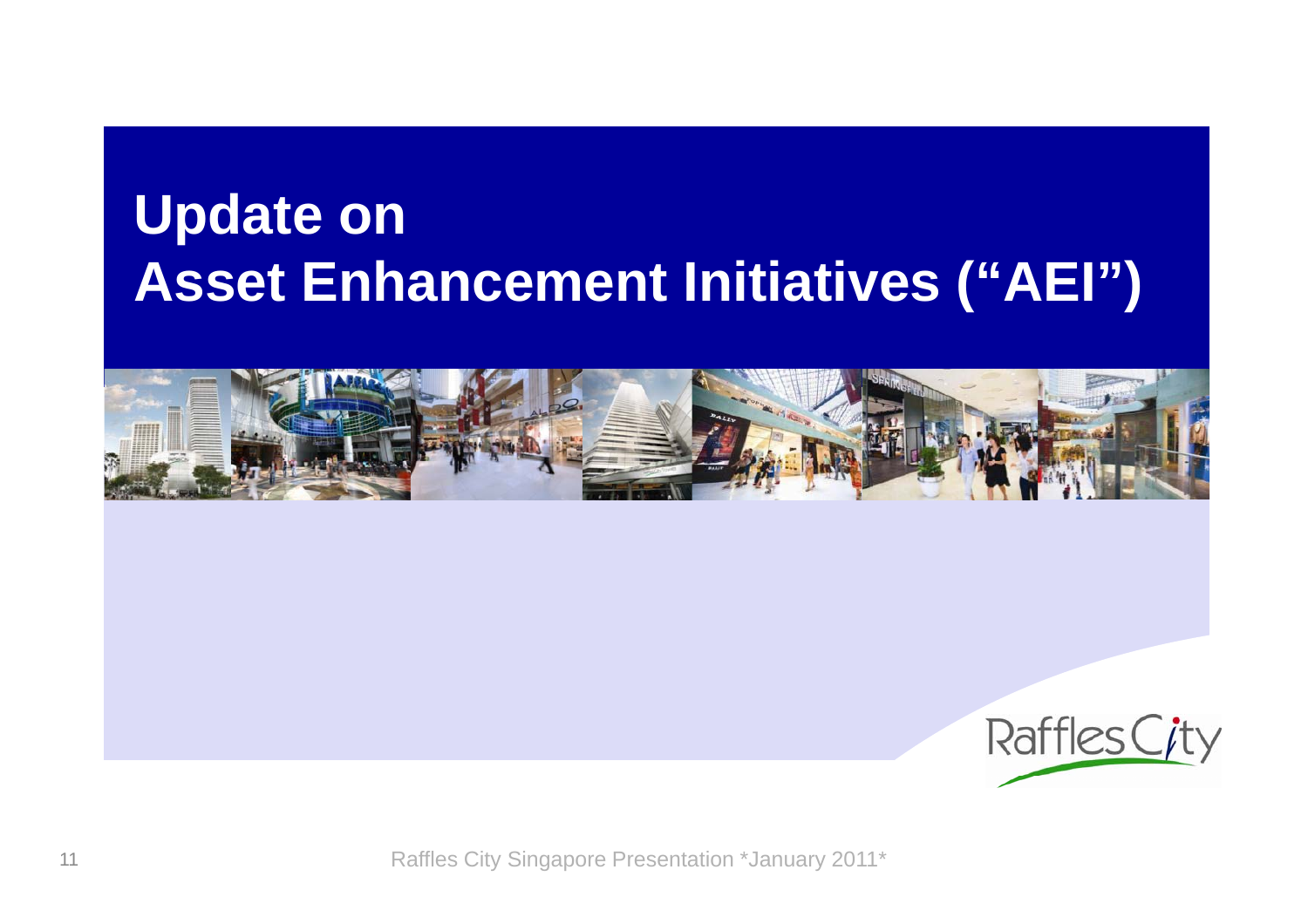# Update on Asset Enhancement Initiatives ("AEI")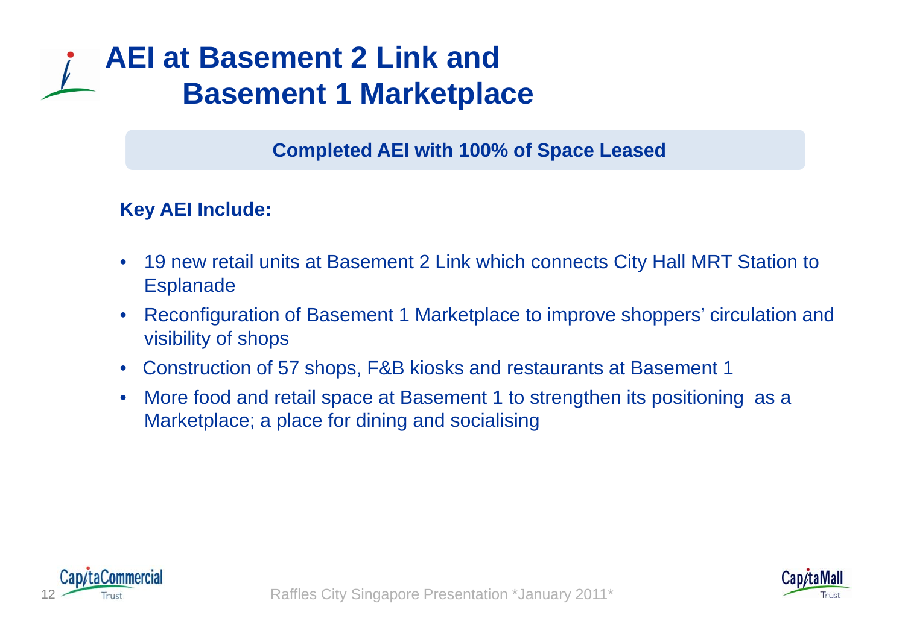# AEI at Basement 2 Link and Basement 1 Marketplace

**Completed AEI with 100% of Space Leased**

**Key AEI Include:**

- 19 new retail units at Basement 2 Link which connects City Hall MRT Station to Esplanade
- Reconfiguration of Basement 1 Marketplace to improve shoppers' circulation and visibility of shops
- Construction of 57 shops, F&B kiosks and restaurants at Basement 1
- More food and retail space at Basement 1 to strengthen its positioning as a Marketplace; a place for dining and socialising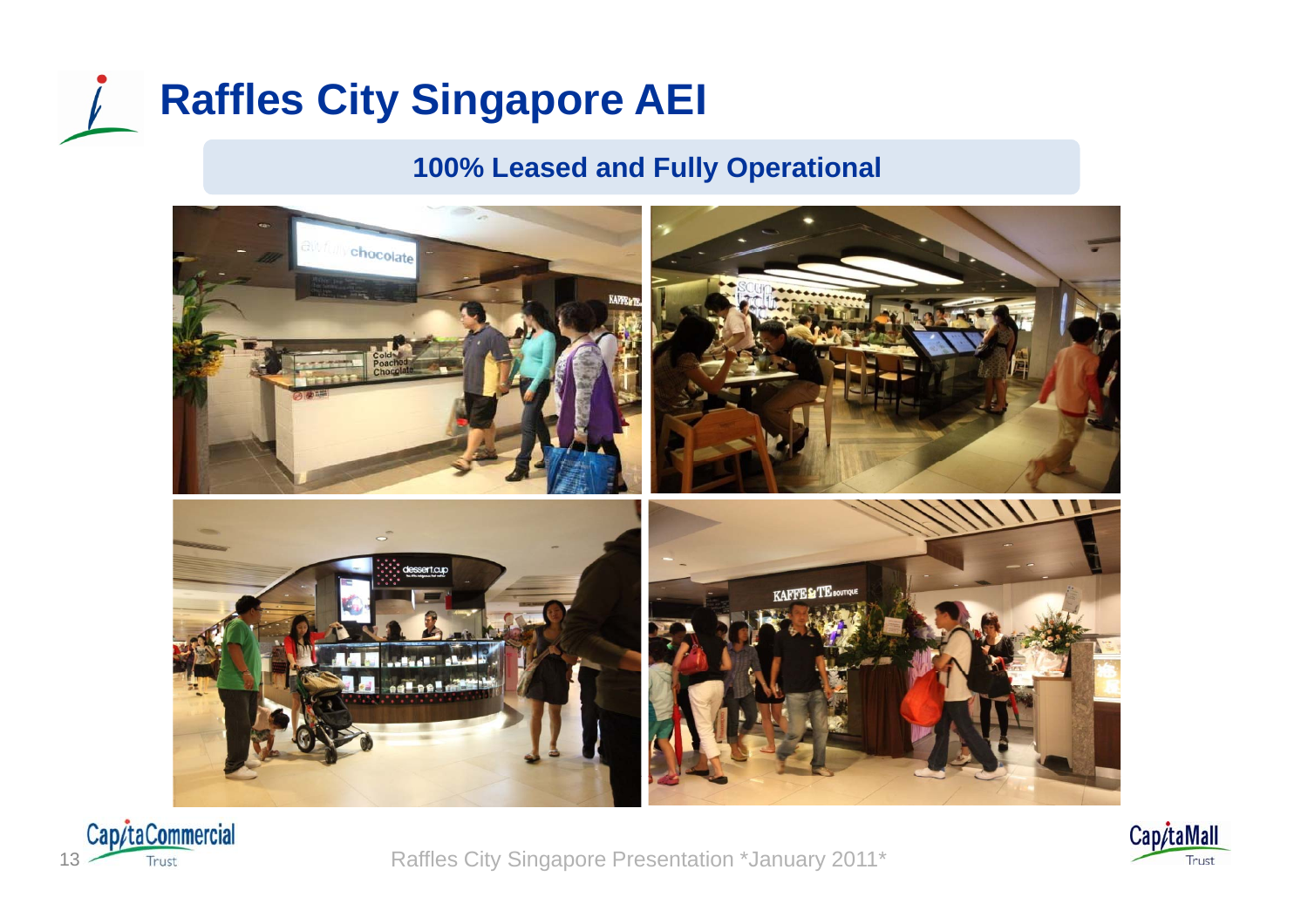# Raffles City Singapore AEI

## 100% Leased and Fully Operational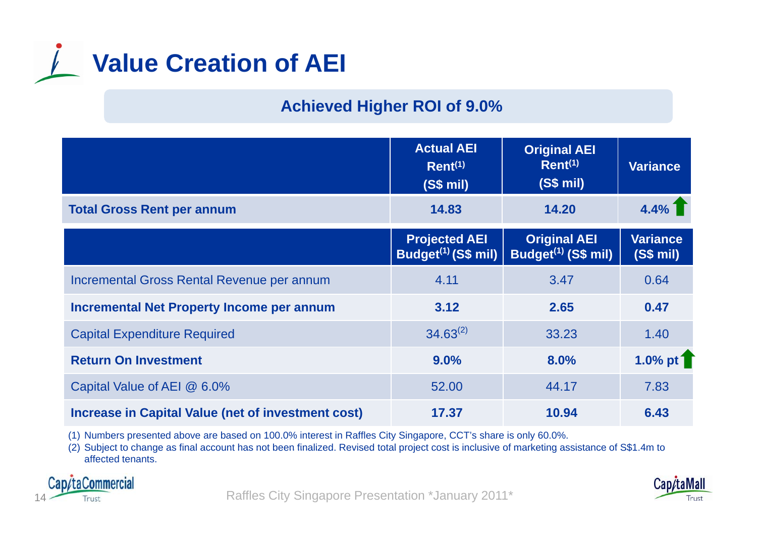# Value Creation of AEI

## Achieved Higher ROI of 9.0%

| | Actual AEI Rent[1] (S$ mil) | Original AEI Rent[1] (S$ mil) | Variance |
|---|---|---|---|
| **Total Gross Rent per annum** | **14.83** | **14.20** | **4.4%** ↑ |

| | Projected AEI Budget[1] (S$ mil) | Original AEI Budget[1] (S$ mil) | Variance (S$ mil) |
|---|---|---|---|
| Incremental Gross Rental Revenue per annum | 4.11 | 3.47 | 0.64 |
| **Incremental Net Property Income per annum** | **3.12** | **2.65** | **0.47** |
| Capital Expenditure Required | 34.63[2] | 33.23 | 1.40 |
| **Return On Investment** | **9.0%** | **8.0%** | **1.0% pt** ↑ |
| Capital Value of AEI @ 6.0% | 52.00 | 44.17 | 7.83 |
| **Increase in Capital Value (net of investment cost)** | **17.37** | **10.94** | **6.43** |

(1) Numbers presented above are based on 100.0% interest in Raffles City Singapore, CCT's share is only 60.0%.

(2) Subject to change as final account has not been finalized. Revised total project cost is inclusive of marketing assistance of S$1.4m to affected tenants.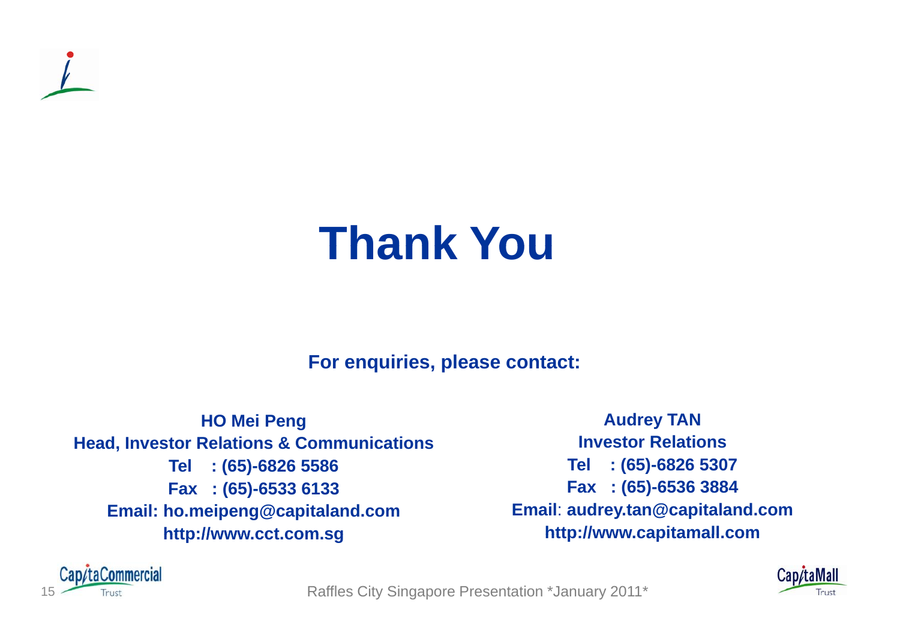# Thank You

**For enquiries, please contact:**

**HO Mei Peng**
**Head, Investor Relations & Communications**
**Tel : (65)-6826 5586**
**Fax : (65)-6533 6133**
**Email: ho.meipeng@capitaland.com**
**http://www.cct.com.sg**

**Audrey TAN**
**Investor Relations**
**Tel : (65)-6826 5307**
**Fax : (65)-6536 3884**
**Email: audrey.tan@capitaland.com**
**http://www.capitamall.com**